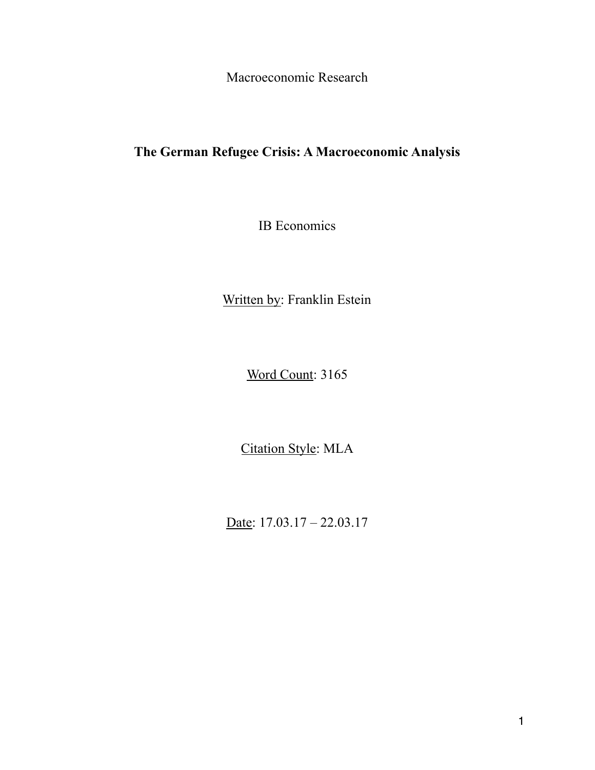Macroeconomic Research

# The German Refugee Crisis: A Macroeconomic Analysis

IB Economics

Written by: Franklin Estein

Word Count: 3165

Citation Style: MLA

Date: 17.03.17 – 22.03.17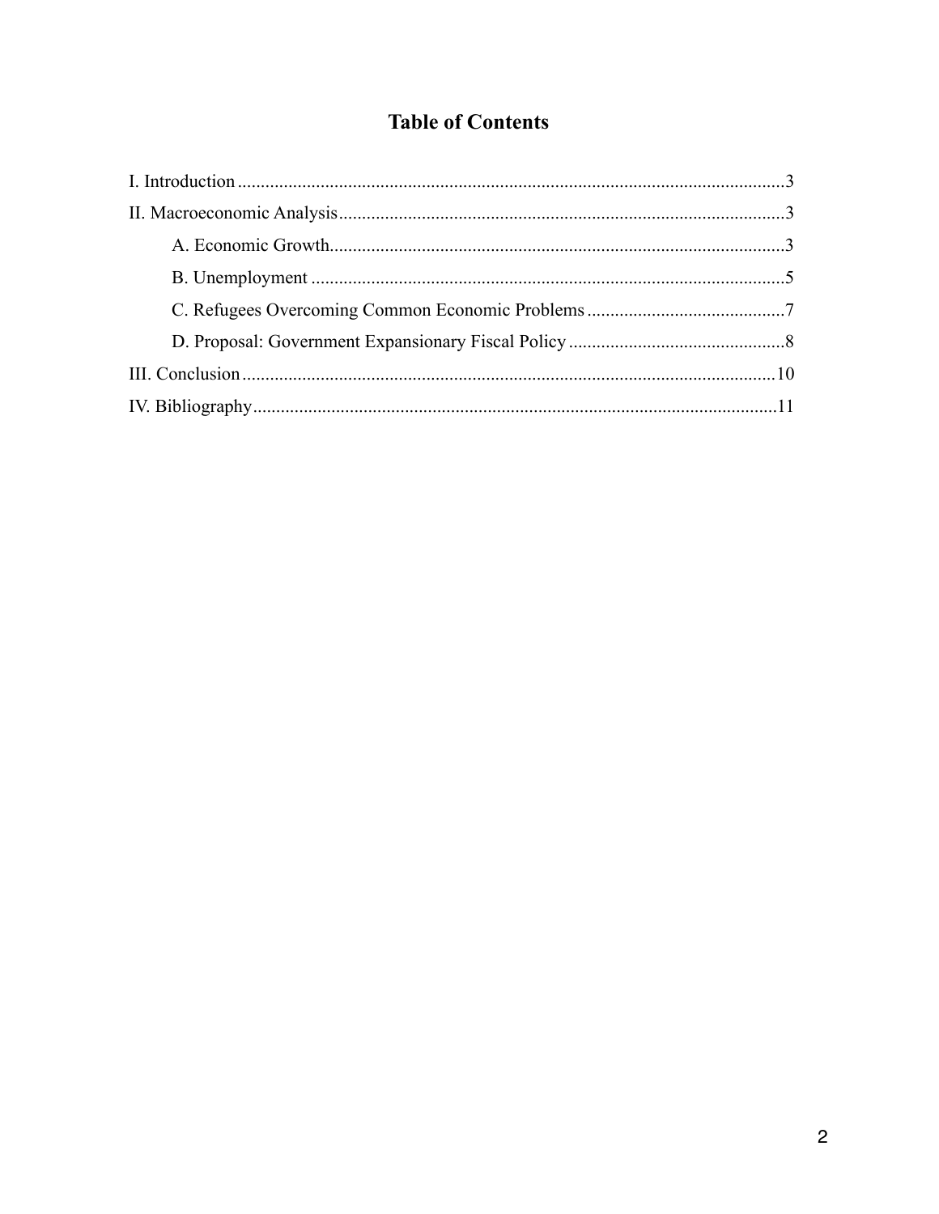# Table of Contents

I. Introduction ... 3

II. Macroeconomic Analysis ... 3

- A. Economic Growth ... 3
- B. Unemployment ... 5
- C. Refugees Overcoming Common Economic Problems ... 7
- D. Proposal: Government Expansionary Fiscal Policy ... 8

III. Conclusion ... 10

IV. Bibliography ... 11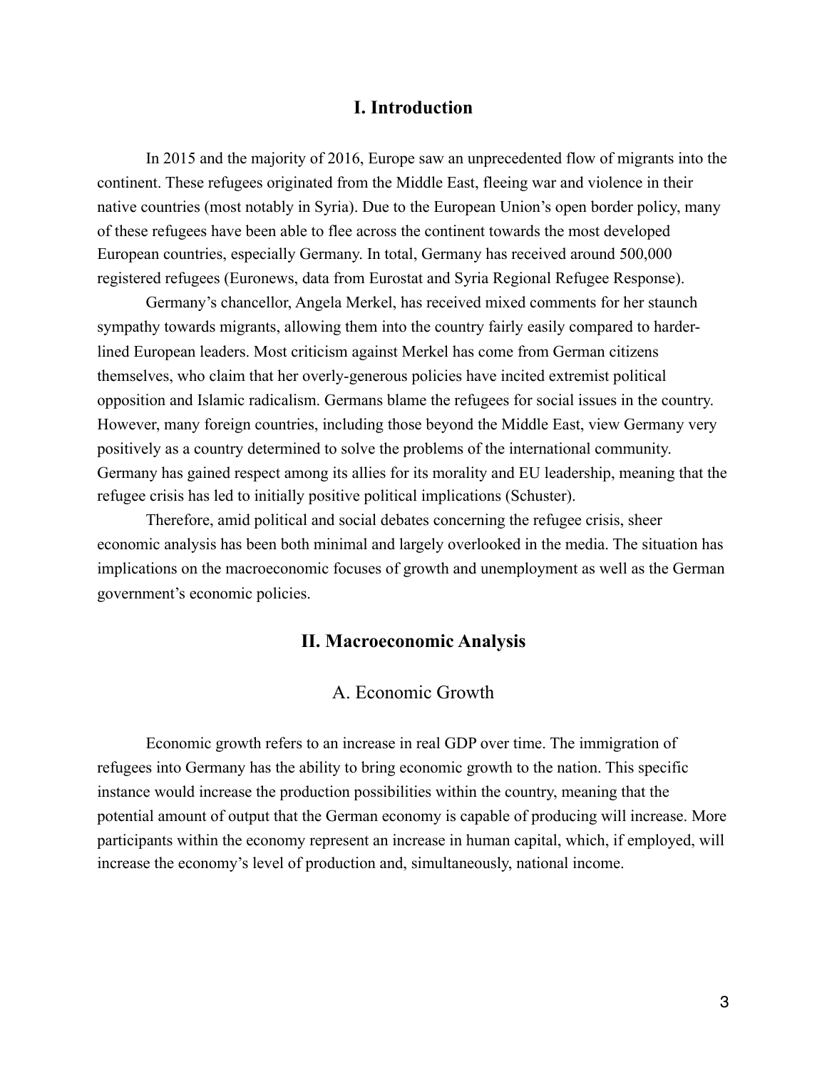## I. Introduction

In 2015 and the majority of 2016, Europe saw an unprecedented flow of migrants into the continent. These refugees originated from the Middle East, fleeing war and violence in their native countries (most notably in Syria). Due to the European Union's open border policy, many of these refugees have been able to flee across the continent towards the most developed European countries, especially Germany. In total, Germany has received around 500,000 registered refugees (Euronews, data from Eurostat and Syria Regional Refugee Response).

Germany's chancellor, Angela Merkel, has received mixed comments for her staunch sympathy towards migrants, allowing them into the country fairly easily compared to harder-lined European leaders. Most criticism against Merkel has come from German citizens themselves, who claim that her overly-generous policies have incited extremist political opposition and Islamic radicalism. Germans blame the refugees for social issues in the country. However, many foreign countries, including those beyond the Middle East, view Germany very positively as a country determined to solve the problems of the international community. Germany has gained respect among its allies for its morality and EU leadership, meaning that the refugee crisis has led to initially positive political implications (Schuster).

Therefore, amid political and social debates concerning the refugee crisis, sheer economic analysis has been both minimal and largely overlooked in the media. The situation has implications on the macroeconomic focuses of growth and unemployment as well as the German government's economic policies.

## II. Macroeconomic Analysis

### A. Economic Growth

Economic growth refers to an increase in real GDP over time. The immigration of refugees into Germany has the ability to bring economic growth to the nation. This specific instance would increase the production possibilities within the country, meaning that the potential amount of output that the German economy is capable of producing will increase. More participants within the economy represent an increase in human capital, which, if employed, will increase the economy's level of production and, simultaneously, national income.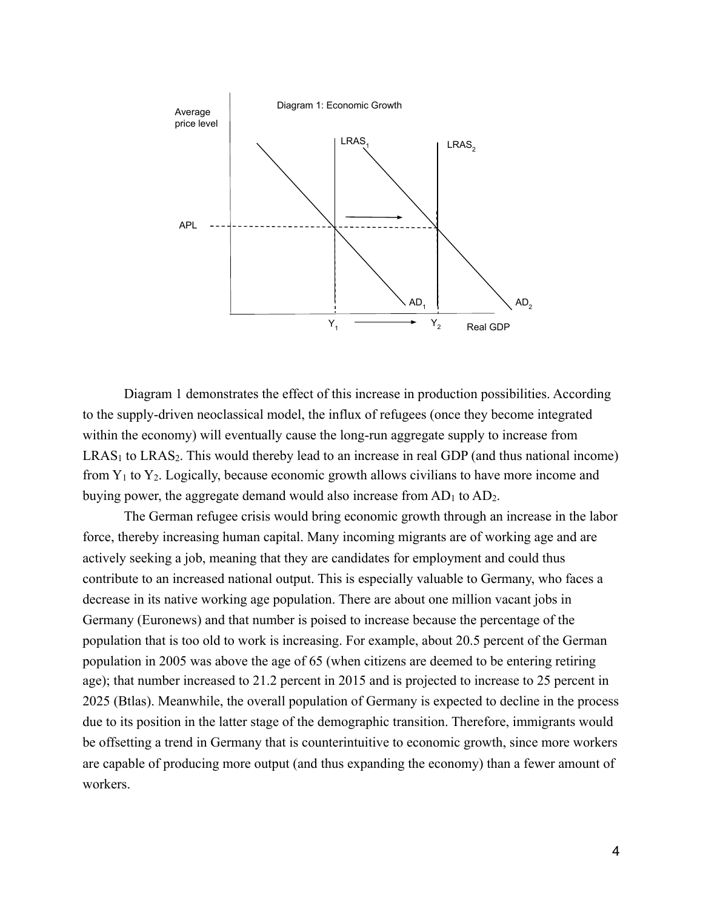Diagram 1: Economic Growth

Diagram 1 demonstrates the effect of this increase in production possibilities. According to the supply-driven neoclassical model, the influx of refugees (once they become integrated within the economy) will eventually cause the long-run aggregate supply to increase from $LRAS_1$ to $LRAS_2$. This would thereby lead to an increase in real GDP (and thus national income) from $Y_1$ to $Y_2$. Logically, because economic growth allows civilians to have more income and buying power, the aggregate demand would also increase from $AD_1$ to $AD_2$.

The German refugee crisis would bring economic growth through an increase in the labor force, thereby increasing human capital. Many incoming migrants are of working age and are actively seeking a job, meaning that they are candidates for employment and could thus contribute to an increased national output. This is especially valuable to Germany, who faces a decrease in its native working age population. There are about one million vacant jobs in Germany (Euronews) and that number is poised to increase because the percentage of the population that is too old to work is increasing. For example, about 20.5 percent of the German population in 2005 was above the age of 65 (when citizens are deemed to be entering retiring age); that number increased to 21.2 percent in 2015 and is projected to increase to 25 percent in 2025 (Btlas). Meanwhile, the overall population of Germany is expected to decline in the process due to its position in the latter stage of the demographic transition. Therefore, immigrants would be offsetting a trend in Germany that is counterintuitive to economic growth, since more workers are capable of producing more output (and thus expanding the economy) than a fewer amount of workers.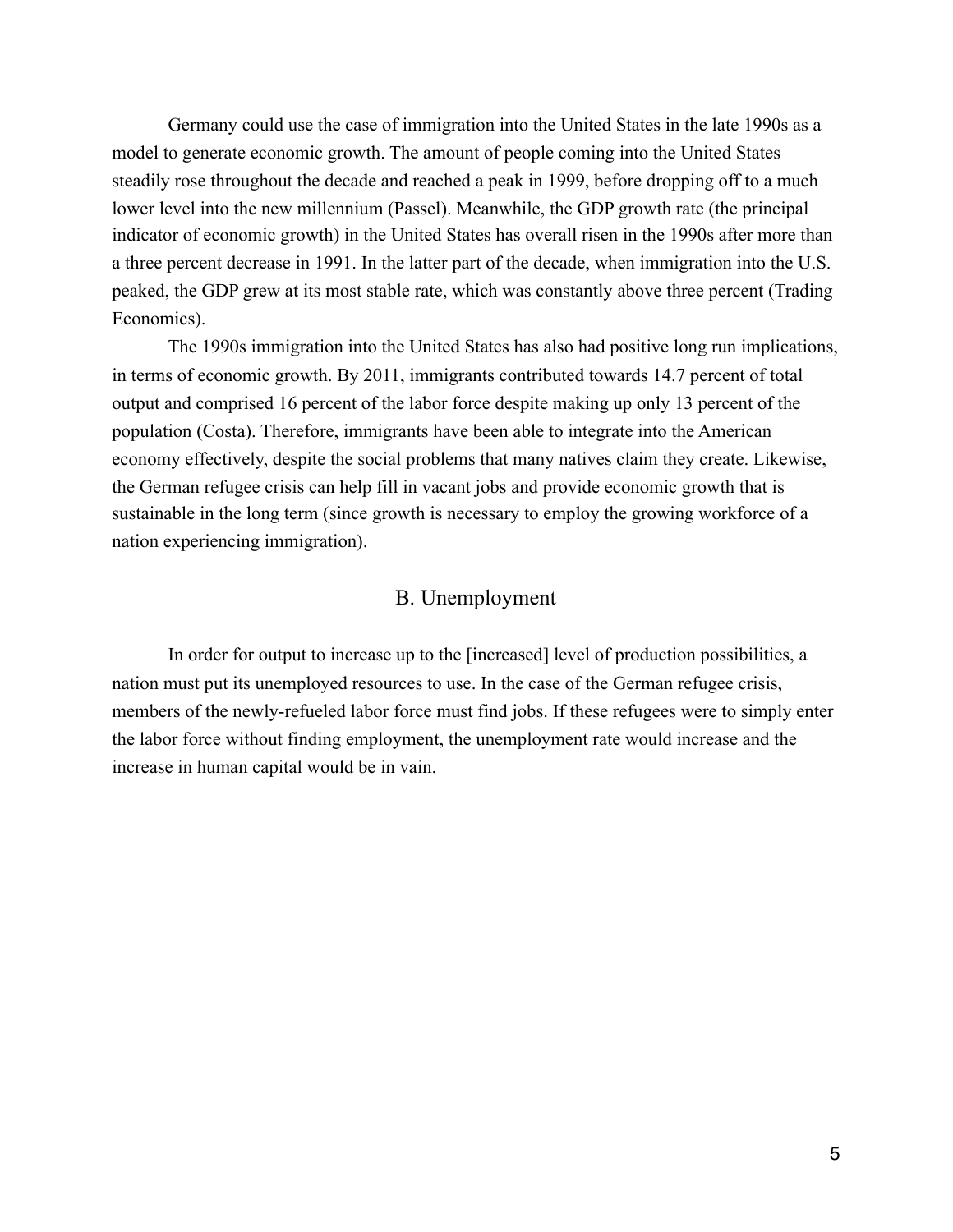Germany could use the case of immigration into the United States in the late 1990s as a model to generate economic growth. The amount of people coming into the United States steadily rose throughout the decade and reached a peak in 1999, before dropping off to a much lower level into the new millennium (Passel). Meanwhile, the GDP growth rate (the principal indicator of economic growth) in the United States has overall risen in the 1990s after more than a three percent decrease in 1991. In the latter part of the decade, when immigration into the U.S. peaked, the GDP grew at its most stable rate, which was constantly above three percent (Trading Economics).

The 1990s immigration into the United States has also had positive long run implications, in terms of economic growth. By 2011, immigrants contributed towards 14.7 percent of total output and comprised 16 percent of the labor force despite making up only 13 percent of the population (Costa). Therefore, immigrants have been able to integrate into the American economy effectively, despite the social problems that many natives claim they create. Likewise, the German refugee crisis can help fill in vacant jobs and provide economic growth that is sustainable in the long term (since growth is necessary to employ the growing workforce of a nation experiencing immigration).

## B. Unemployment

In order for output to increase up to the [increased] level of production possibilities, a nation must put its unemployed resources to use. In the case of the German refugee crisis, members of the newly-refueled labor force must find jobs. If these refugees were to simply enter the labor force without finding employment, the unemployment rate would increase and the increase in human capital would be in vain.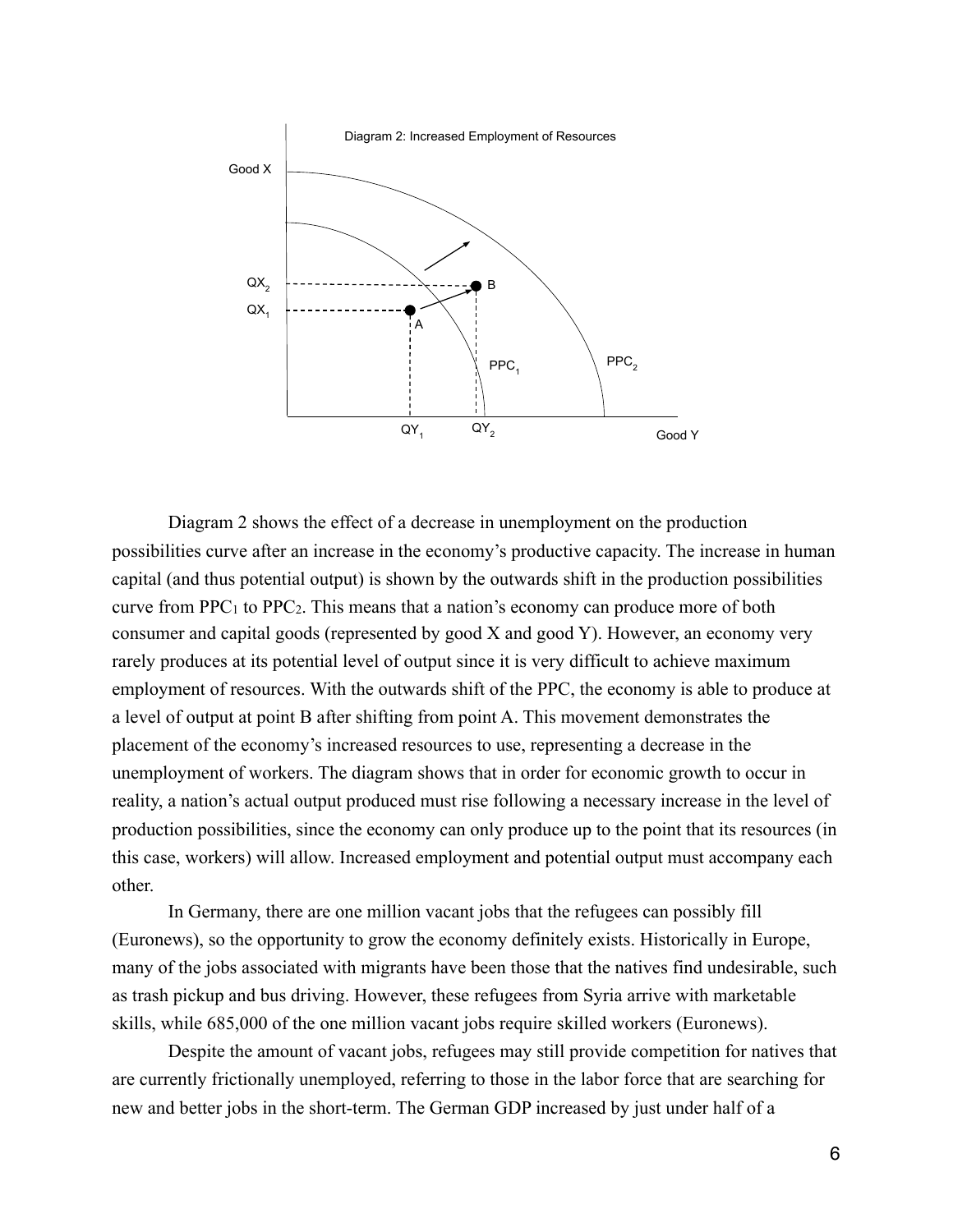Diagram 2: Increased Employment of Resources

Diagram 2 shows the effect of a decrease in unemployment on the production possibilities curve after an increase in the economy's productive capacity. The increase in human capital (and thus potential output) is shown by the outwards shift in the production possibilities curve from $PPC_1$ to $PPC_2$. This means that a nation's economy can produce more of both consumer and capital goods (represented by good X and good Y). However, an economy very rarely produces at its potential level of output since it is very difficult to achieve maximum employment of resources. With the outwards shift of the PPC, the economy is able to produce at a level of output at point B after shifting from point A. This movement demonstrates the placement of the economy's increased resources to use, representing a decrease in the unemployment of workers. The diagram shows that in order for economic growth to occur in reality, a nation's actual output produced must rise following a necessary increase in the level of production possibilities, since the economy can only produce up to the point that its resources (in this case, workers) will allow. Increased employment and potential output must accompany each other.

In Germany, there are one million vacant jobs that the refugees can possibly fill (Euronews), so the opportunity to grow the economy definitely exists. Historically in Europe, many of the jobs associated with migrants have been those that the natives find undesirable, such as trash pickup and bus driving. However, these refugees from Syria arrive with marketable skills, while 685,000 of the one million vacant jobs require skilled workers (Euronews).

Despite the amount of vacant jobs, refugees may still provide competition for natives that are currently frictionally unemployed, referring to those in the labor force that are searching for new and better jobs in the short-term. The German GDP increased by just under half of a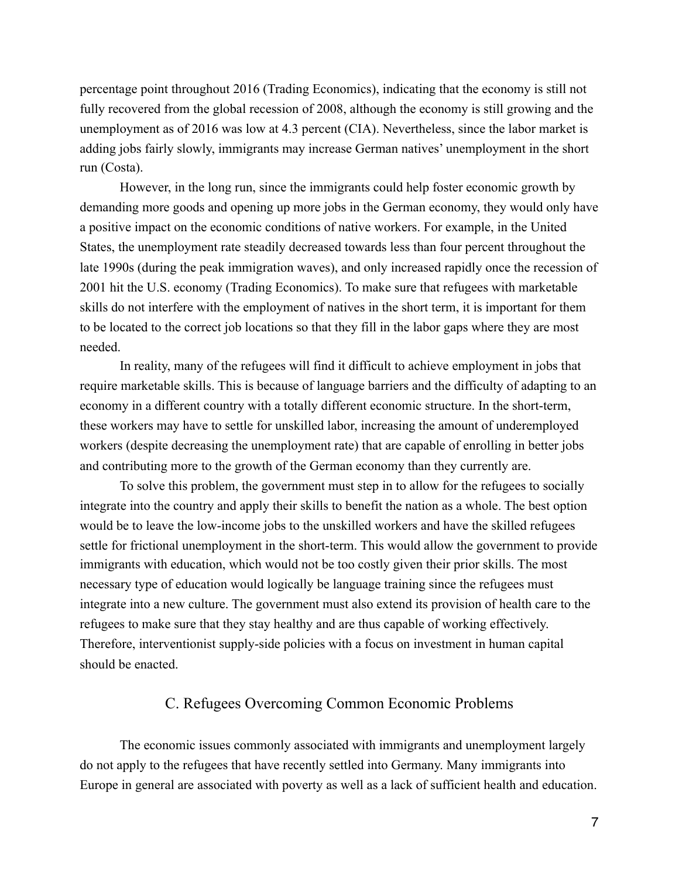percentage point throughout 2016 (Trading Economics), indicating that the economy is still not fully recovered from the global recession of 2008, although the economy is still growing and the unemployment as of 2016 was low at 4.3 percent (CIA). Nevertheless, since the labor market is adding jobs fairly slowly, immigrants may increase German natives' unemployment in the short run (Costa).

However, in the long run, since the immigrants could help foster economic growth by demanding more goods and opening up more jobs in the German economy, they would only have a positive impact on the economic conditions of native workers. For example, in the United States, the unemployment rate steadily decreased towards less than four percent throughout the late 1990s (during the peak immigration waves), and only increased rapidly once the recession of 2001 hit the U.S. economy (Trading Economics). To make sure that refugees with marketable skills do not interfere with the employment of natives in the short term, it is important for them to be located to the correct job locations so that they fill in the labor gaps where they are most needed.

In reality, many of the refugees will find it difficult to achieve employment in jobs that require marketable skills. This is because of language barriers and the difficulty of adapting to an economy in a different country with a totally different economic structure. In the short-term, these workers may have to settle for unskilled labor, increasing the amount of underemployed workers (despite decreasing the unemployment rate) that are capable of enrolling in better jobs and contributing more to the growth of the German economy than they currently are.

To solve this problem, the government must step in to allow for the refugees to socially integrate into the country and apply their skills to benefit the nation as a whole. The best option would be to leave the low-income jobs to the unskilled workers and have the skilled refugees settle for frictional unemployment in the short-term. This would allow the government to provide immigrants with education, which would not be too costly given their prior skills. The most necessary type of education would logically be language training since the refugees must integrate into a new culture. The government must also extend its provision of health care to the refugees to make sure that they stay healthy and are thus capable of working effectively. Therefore, interventionist supply-side policies with a focus on investment in human capital should be enacted.

## C. Refugees Overcoming Common Economic Problems

The economic issues commonly associated with immigrants and unemployment largely do not apply to the refugees that have recently settled into Germany. Many immigrants into Europe in general are associated with poverty as well as a lack of sufficient health and education.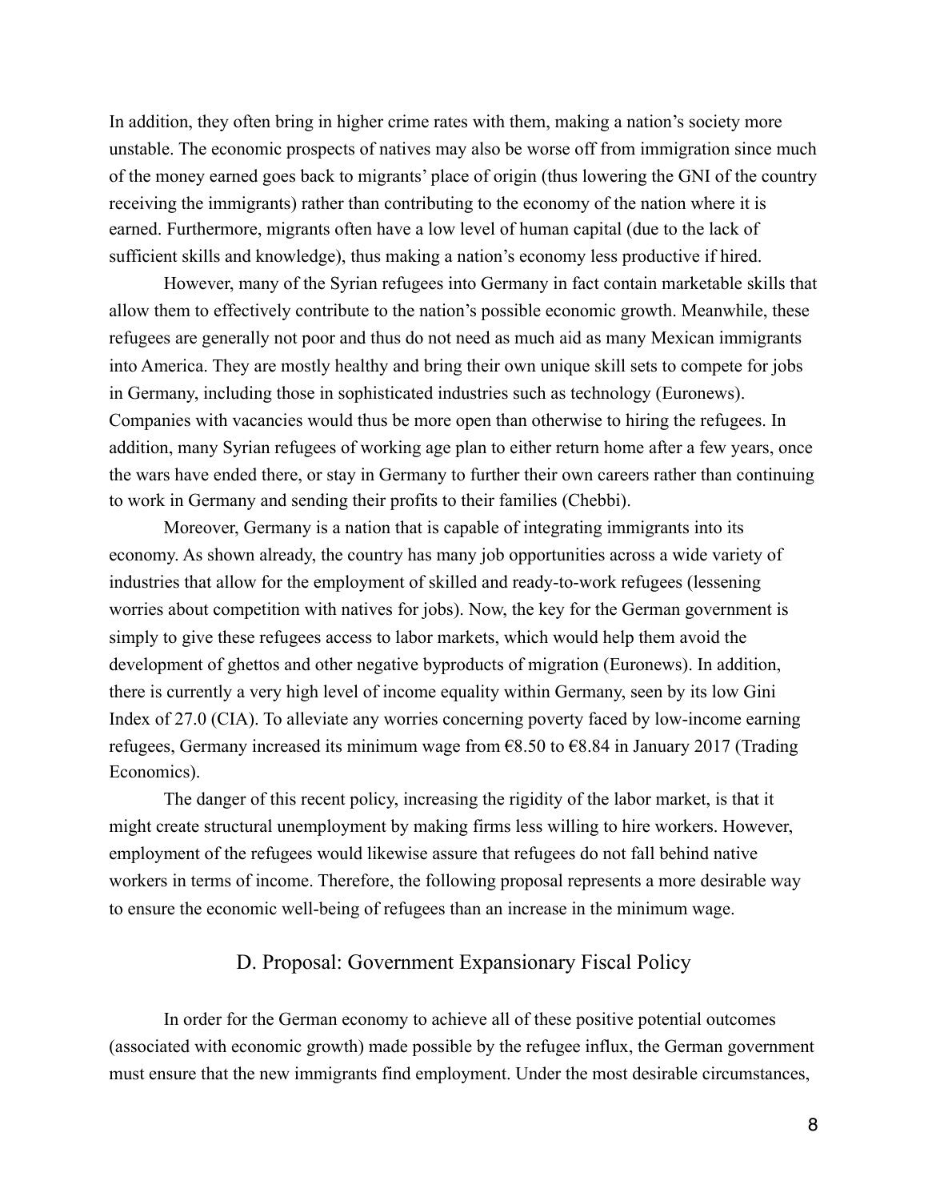In addition, they often bring in higher crime rates with them, making a nation's society more unstable. The economic prospects of natives may also be worse off from immigration since much of the money earned goes back to migrants' place of origin (thus lowering the GNI of the country receiving the immigrants) rather than contributing to the economy of the nation where it is earned. Furthermore, migrants often have a low level of human capital (due to the lack of sufficient skills and knowledge), thus making a nation's economy less productive if hired.

However, many of the Syrian refugees into Germany in fact contain marketable skills that allow them to effectively contribute to the nation's possible economic growth. Meanwhile, these refugees are generally not poor and thus do not need as much aid as many Mexican immigrants into America. They are mostly healthy and bring their own unique skill sets to compete for jobs in Germany, including those in sophisticated industries such as technology (Euronews). Companies with vacancies would thus be more open than otherwise to hiring the refugees. In addition, many Syrian refugees of working age plan to either return home after a few years, once the wars have ended there, or stay in Germany to further their own careers rather than continuing to work in Germany and sending their profits to their families (Chebbi).

Moreover, Germany is a nation that is capable of integrating immigrants into its economy. As shown already, the country has many job opportunities across a wide variety of industries that allow for the employment of skilled and ready-to-work refugees (lessening worries about competition with natives for jobs). Now, the key for the German government is simply to give these refugees access to labor markets, which would help them avoid the development of ghettos and other negative byproducts of migration (Euronews). In addition, there is currently a very high level of income equality within Germany, seen by its low Gini Index of 27.0 (CIA). To alleviate any worries concerning poverty faced by low-income earning refugees, Germany increased its minimum wage from €8.50 to €8.84 in January 2017 (Trading Economics).

The danger of this recent policy, increasing the rigidity of the labor market, is that it might create structural unemployment by making firms less willing to hire workers. However, employment of the refugees would likewise assure that refugees do not fall behind native workers in terms of income. Therefore, the following proposal represents a more desirable way to ensure the economic well-being of refugees than an increase in the minimum wage.

## D. Proposal: Government Expansionary Fiscal Policy

In order for the German economy to achieve all of these positive potential outcomes (associated with economic growth) made possible by the refugee influx, the German government must ensure that the new immigrants find employment. Under the most desirable circumstances,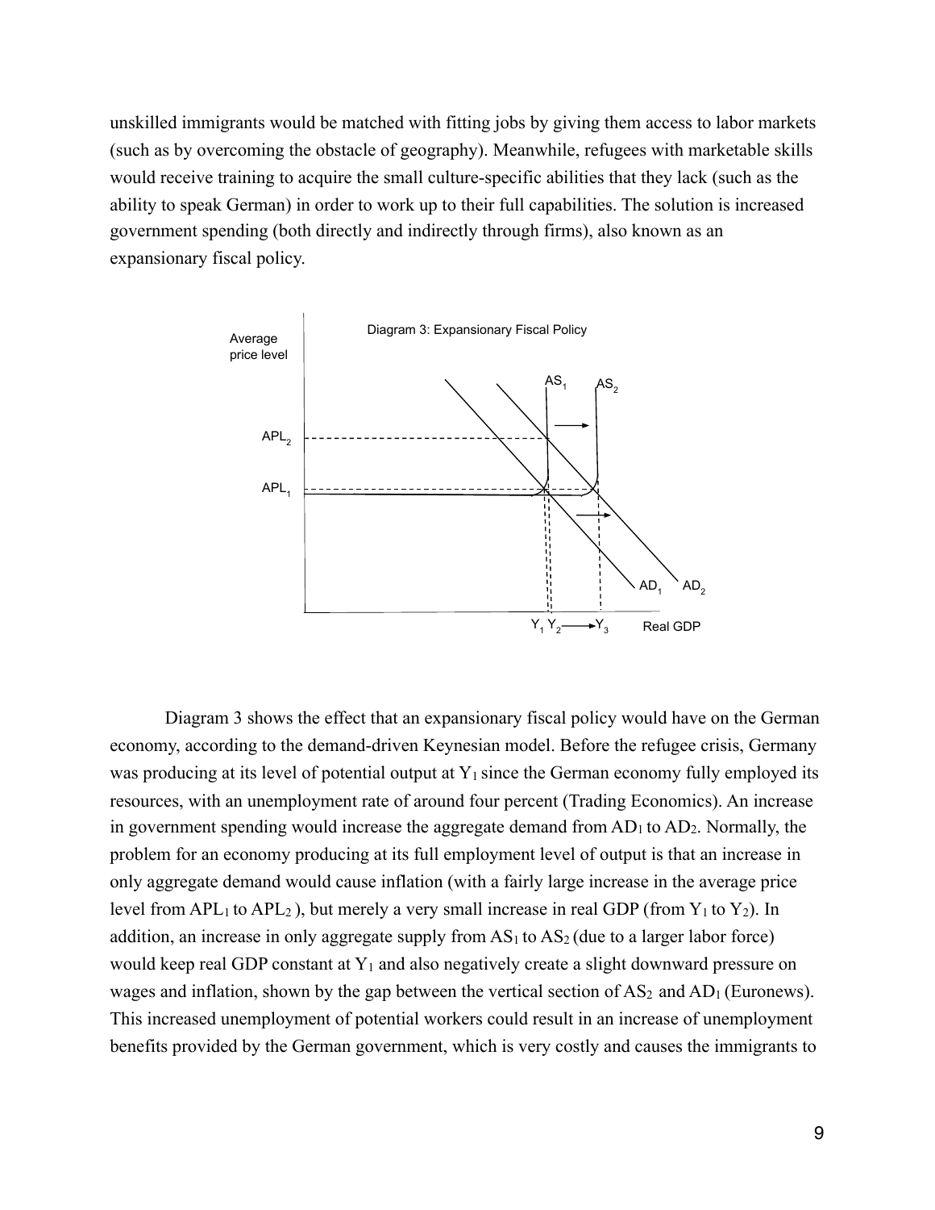unskilled immigrants would be matched with fitting jobs by giving them access to labor markets (such as by overcoming the obstacle of geography). Meanwhile, refugees with marketable skills would receive training to acquire the small culture-specific abilities that they lack (such as the ability to speak German) in order to work up to their full capabilities. The solution is increased government spending (both directly and indirectly through firms), also known as an expansionary fiscal policy.

Diagram 3: Expansionary Fiscal Policy

Diagram 3 shows the effect that an expansionary fiscal policy would have on the German economy, according to the demand-driven Keynesian model. Before the refugee crisis, Germany was producing at its level of potential output at $Y_1$ since the German economy fully employed its resources, with an unemployment rate of around four percent (Trading Economics). An increase in government spending would increase the aggregate demand from $AD_1$ to $AD_2$. Normally, the problem for an economy producing at its full employment level of output is that an increase in only aggregate demand would cause inflation (with a fairly large increase in the average price level from $APL_1$ to $APL_2$ ), but merely a very small increase in real GDP (from $Y_1$ to $Y_2$). In addition, an increase in only aggregate supply from $AS_1$ to $AS_2$ (due to a larger labor force) would keep real GDP constant at $Y_1$ and also negatively create a slight downward pressure on wages and inflation, shown by the gap between the vertical section of $AS_2$ and $AD_1$ (Euronews). This increased unemployment of potential workers could result in an increase of unemployment benefits provided by the German government, which is very costly and causes the immigrants to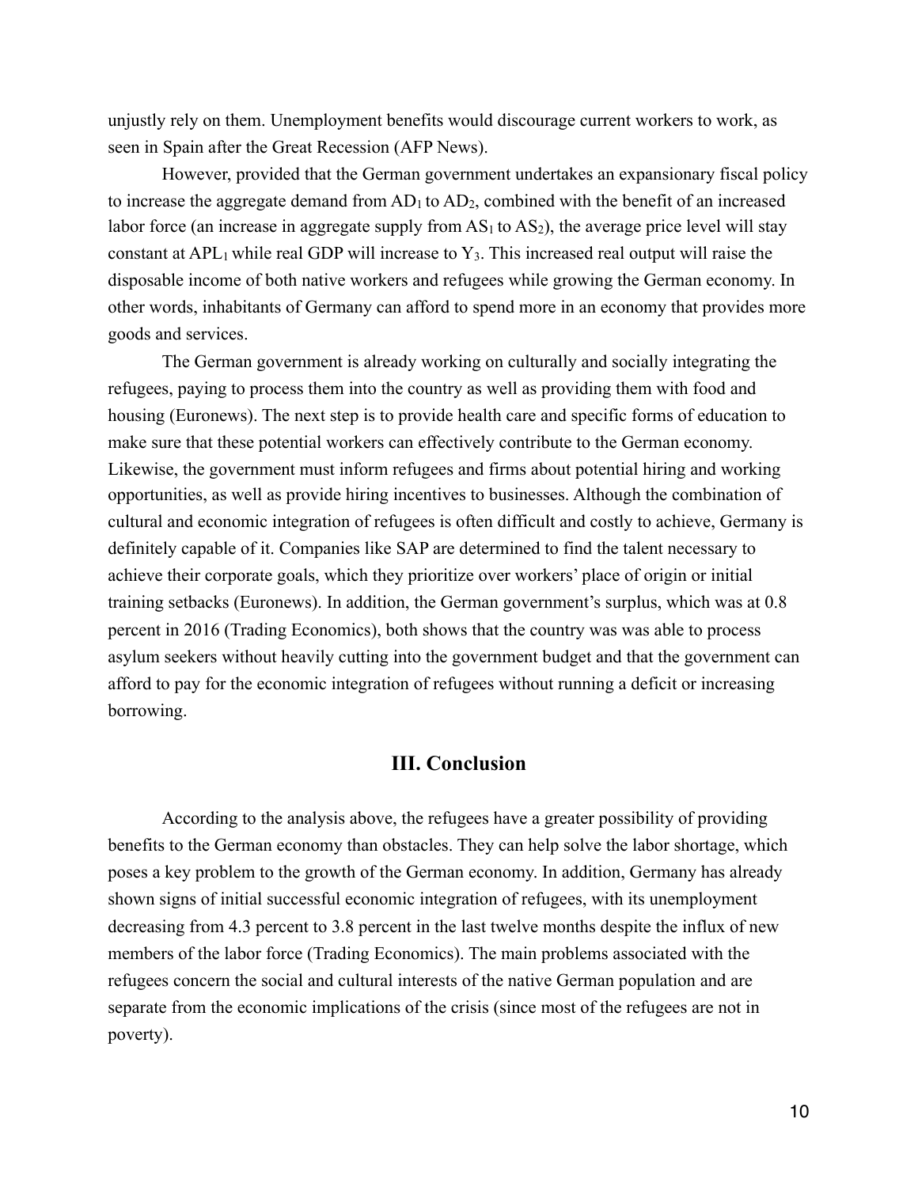unjustly rely on them. Unemployment benefits would discourage current workers to work, as seen in Spain after the Great Recession (AFP News).

However, provided that the German government undertakes an expansionary fiscal policy to increase the aggregate demand from $AD_1$ to $AD_2$, combined with the benefit of an increased labor force (an increase in aggregate supply from $AS_1$ to $AS_2$), the average price level will stay constant at $APL_1$ while real GDP will increase to $Y_3$. This increased real output will raise the disposable income of both native workers and refugees while growing the German economy. In other words, inhabitants of Germany can afford to spend more in an economy that provides more goods and services.

The German government is already working on culturally and socially integrating the refugees, paying to process them into the country as well as providing them with food and housing (Euronews). The next step is to provide health care and specific forms of education to make sure that these potential workers can effectively contribute to the German economy. Likewise, the government must inform refugees and firms about potential hiring and working opportunities, as well as provide hiring incentives to businesses. Although the combination of cultural and economic integration of refugees is often difficult and costly to achieve, Germany is definitely capable of it. Companies like SAP are determined to find the talent necessary to achieve their corporate goals, which they prioritize over workers' place of origin or initial training setbacks (Euronews). In addition, the German government's surplus, which was at 0.8 percent in 2016 (Trading Economics), both shows that the country was was able to process asylum seekers without heavily cutting into the government budget and that the government can afford to pay for the economic integration of refugees without running a deficit or increasing borrowing.

## III. Conclusion

According to the analysis above, the refugees have a greater possibility of providing benefits to the German economy than obstacles. They can help solve the labor shortage, which poses a key problem to the growth of the German economy. In addition, Germany has already shown signs of initial successful economic integration of refugees, with its unemployment decreasing from 4.3 percent to 3.8 percent in the last twelve months despite the influx of new members of the labor force (Trading Economics). The main problems associated with the refugees concern the social and cultural interests of the native German population and are separate from the economic implications of the crisis (since most of the refugees are not in poverty).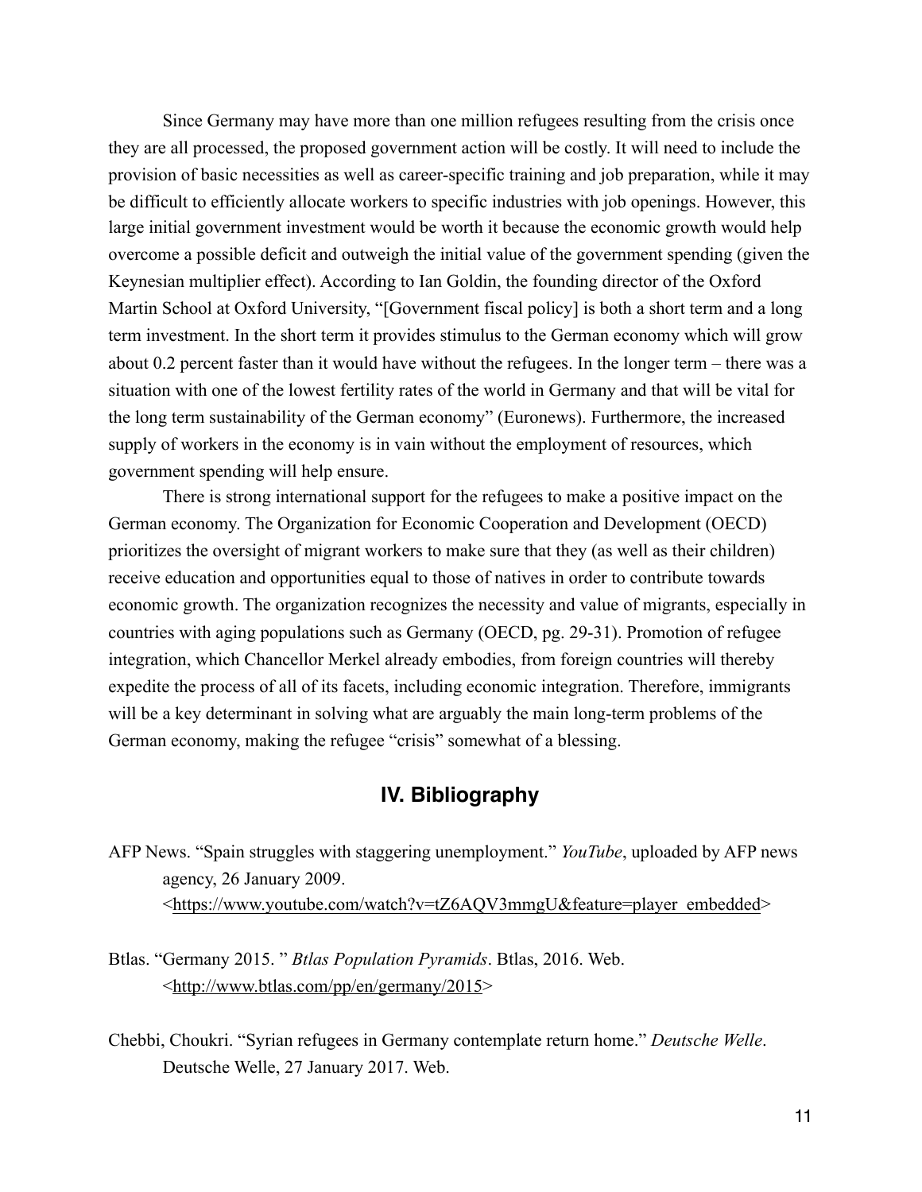Since Germany may have more than one million refugees resulting from the crisis once they are all processed, the proposed government action will be costly. It will need to include the provision of basic necessities as well as career-specific training and job preparation, while it may be difficult to efficiently allocate workers to specific industries with job openings. However, this large initial government investment would be worth it because the economic growth would help overcome a possible deficit and outweigh the initial value of the government spending (given the Keynesian multiplier effect). According to Ian Goldin, the founding director of the Oxford Martin School at Oxford University, "[Government fiscal policy] is both a short term and a long term investment. In the short term it provides stimulus to the German economy which will grow about 0.2 percent faster than it would have without the refugees. In the longer term – there was a situation with one of the lowest fertility rates of the world in Germany and that will be vital for the long term sustainability of the German economy" (Euronews). Furthermore, the increased supply of workers in the economy is in vain without the employment of resources, which government spending will help ensure.

There is strong international support for the refugees to make a positive impact on the German economy. The Organization for Economic Cooperation and Development (OECD) prioritizes the oversight of migrant workers to make sure that they (as well as their children) receive education and opportunities equal to those of natives in order to contribute towards economic growth. The organization recognizes the necessity and value of migrants, especially in countries with aging populations such as Germany (OECD, pg. 29-31). Promotion of refugee integration, which Chancellor Merkel already embodies, from foreign countries will thereby expedite the process of all of its facets, including economic integration. Therefore, immigrants will be a key determinant in solving what are arguably the main long-term problems of the German economy, making the refugee "crisis" somewhat of a blessing.

## IV. Bibliography

AFP News. "Spain struggles with staggering unemployment." *YouTube*, uploaded by AFP news agency, 26 January 2009. <https://www.youtube.com/watch?v=tZ6AQV3mmgU&feature=player_embedded>

Btlas. "Germany 2015. " *Btlas Population Pyramids*. Btlas, 2016. Web. <http://www.btlas.com/pp/en/germany/2015>

Chebbi, Choukri. "Syrian refugees in Germany contemplate return home." *Deutsche Welle*. Deutsche Welle, 27 January 2017. Web.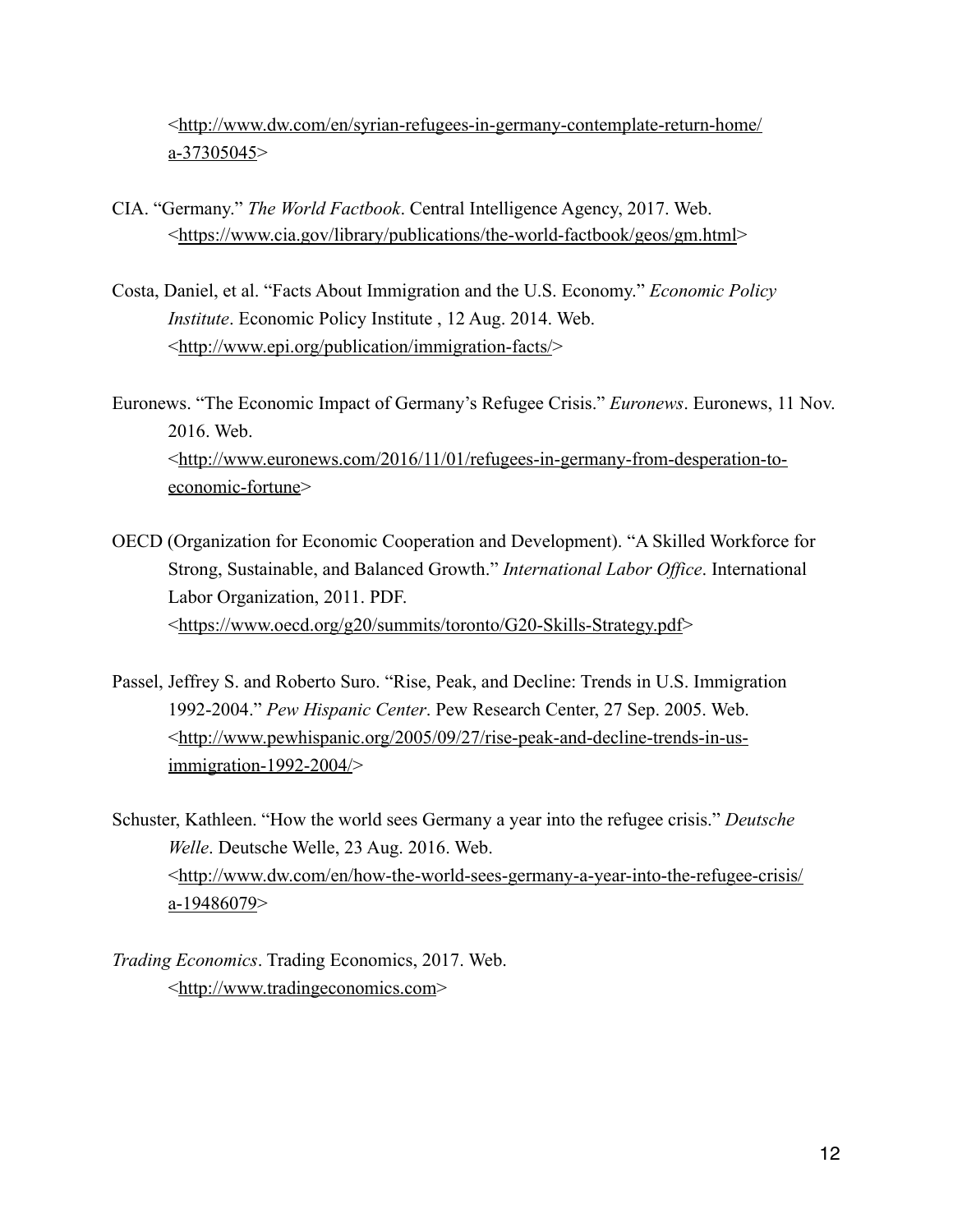<http://www.dw.com/en/syrian-refugees-in-germany-contemplate-return-home/a-37305045>

CIA. "Germany." *The World Factbook*. Central Intelligence Agency, 2017. Web. <https://www.cia.gov/library/publications/the-world-factbook/geos/gm.html>

Costa, Daniel, et al. "Facts About Immigration and the U.S. Economy." *Economic Policy Institute*. Economic Policy Institute , 12 Aug. 2014. Web. <http://www.epi.org/publication/immigration-facts/>

Euronews. "The Economic Impact of Germany's Refugee Crisis." *Euronews*. Euronews, 11 Nov. 2016. Web. <http://www.euronews.com/2016/11/01/refugees-in-germany-from-desperation-to-economic-fortune>

OECD (Organization for Economic Cooperation and Development). "A Skilled Workforce for Strong, Sustainable, and Balanced Growth." *International Labor Office*. International Labor Organization, 2011. PDF. <https://www.oecd.org/g20/summits/toronto/G20-Skills-Strategy.pdf>

Passel, Jeffrey S. and Roberto Suro. "Rise, Peak, and Decline: Trends in U.S. Immigration 1992-2004." *Pew Hispanic Center*. Pew Research Center, 27 Sep. 2005. Web. <http://www.pewhispanic.org/2005/09/27/rise-peak-and-decline-trends-in-us-immigration-1992-2004/>

Schuster, Kathleen. "How the world sees Germany a year into the refugee crisis." *Deutsche Welle*. Deutsche Welle, 23 Aug. 2016. Web. <http://www.dw.com/en/how-the-world-sees-germany-a-year-into-the-refugee-crisis/a-19486079>

*Trading Economics*. Trading Economics, 2017. Web. <http://www.tradingeconomics.com>